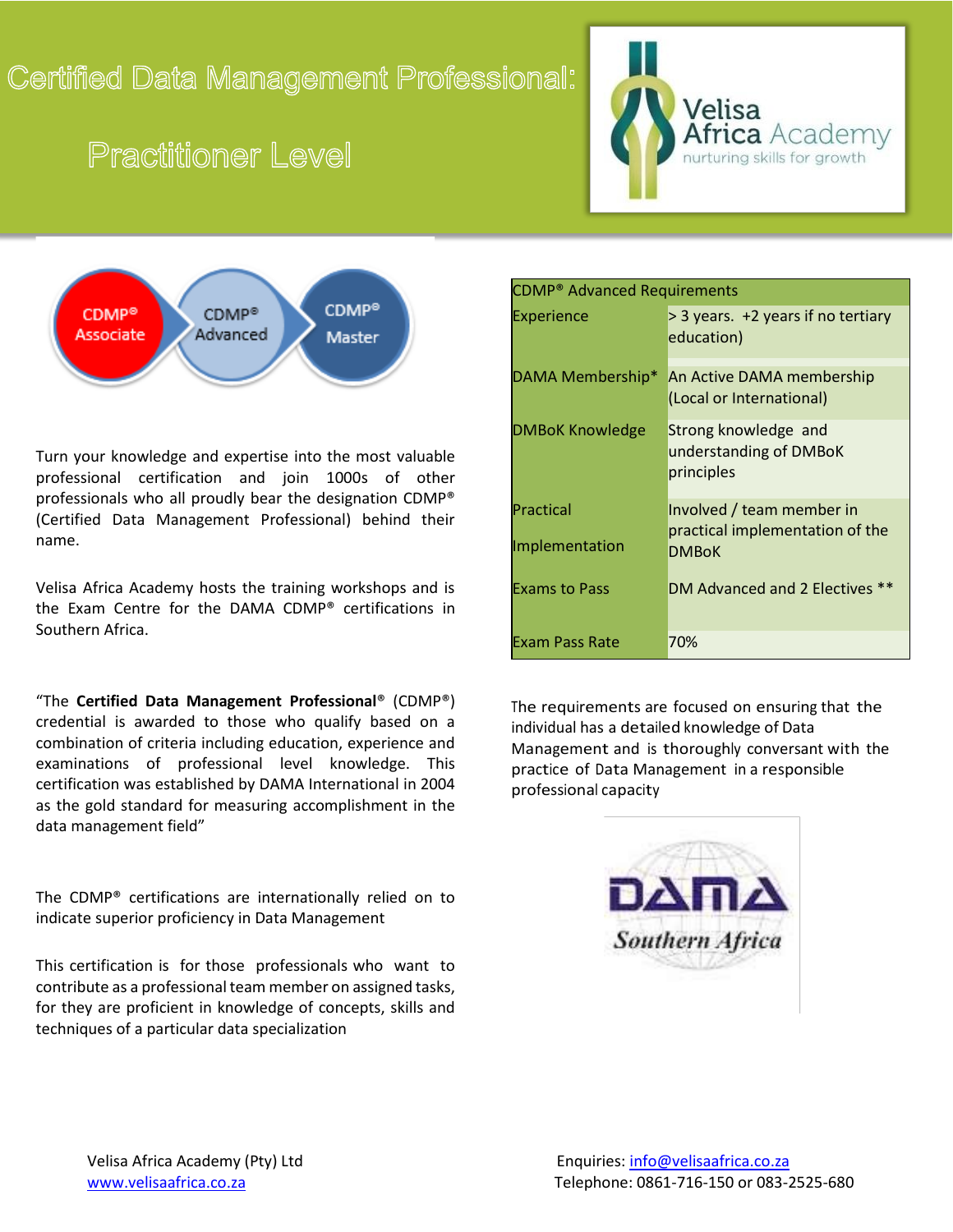# Certified Data Management Professional:

## Practitioner Level

Velisa Africa Academy
nurturing skills for growth

CDMP® Associate → CDMP® Advanced → CDMP® Master

Turn your knowledge and expertise into the most valuable professional certification and join 1000s of other professionals who all proudly bear the designation CDMP® (Certified Data Management Professional) behind their name.

Velisa Africa Academy hosts the training workshops and is the Exam Centre for the DAMA CDMP® certifications in Southern Africa.

"The **Certified Data Management Professional**® (CDMP®) credential is awarded to those who qualify based on a combination of criteria including education, experience and examinations of professional level knowledge. This certification was established by DAMA International in 2004 as the gold standard for measuring accomplishment in the data management field"

The CDMP® certifications are internationally relied on to indicate superior proficiency in Data Management

This certification is for those professionals who want to contribute as a professional team member on assigned tasks, for they are proficient in knowledge of concepts, skills and techniques of a particular data specialization

| CDMP® Advanced Requirements | |
|---|---|
| Experience | > 3 years. +2 years if no tertiary education) |
| DAMA Membership* | An Active DAMA membership (Local or International) |
| DMBoK Knowledge | Strong knowledge and understanding of DMBoK principles |
| Practical Implementation | Involved / team member in practical implementation of the DMBoK |
| Exams to Pass | DM Advanced and 2 Electives ** |
| Exam Pass Rate | 70% |

The requirements are focused on ensuring that the individual has a detailed knowledge of Data Management and is thoroughly conversant with the practice of Data Management in a responsible professional capacity

DAMA Southern Africa

Velisa Africa Academy (Pty) Ltd
www.velisaafrica.co.za

Enquiries: info@velisaafrica.co.za
Telephone: 0861-716-150 or 083-2525-680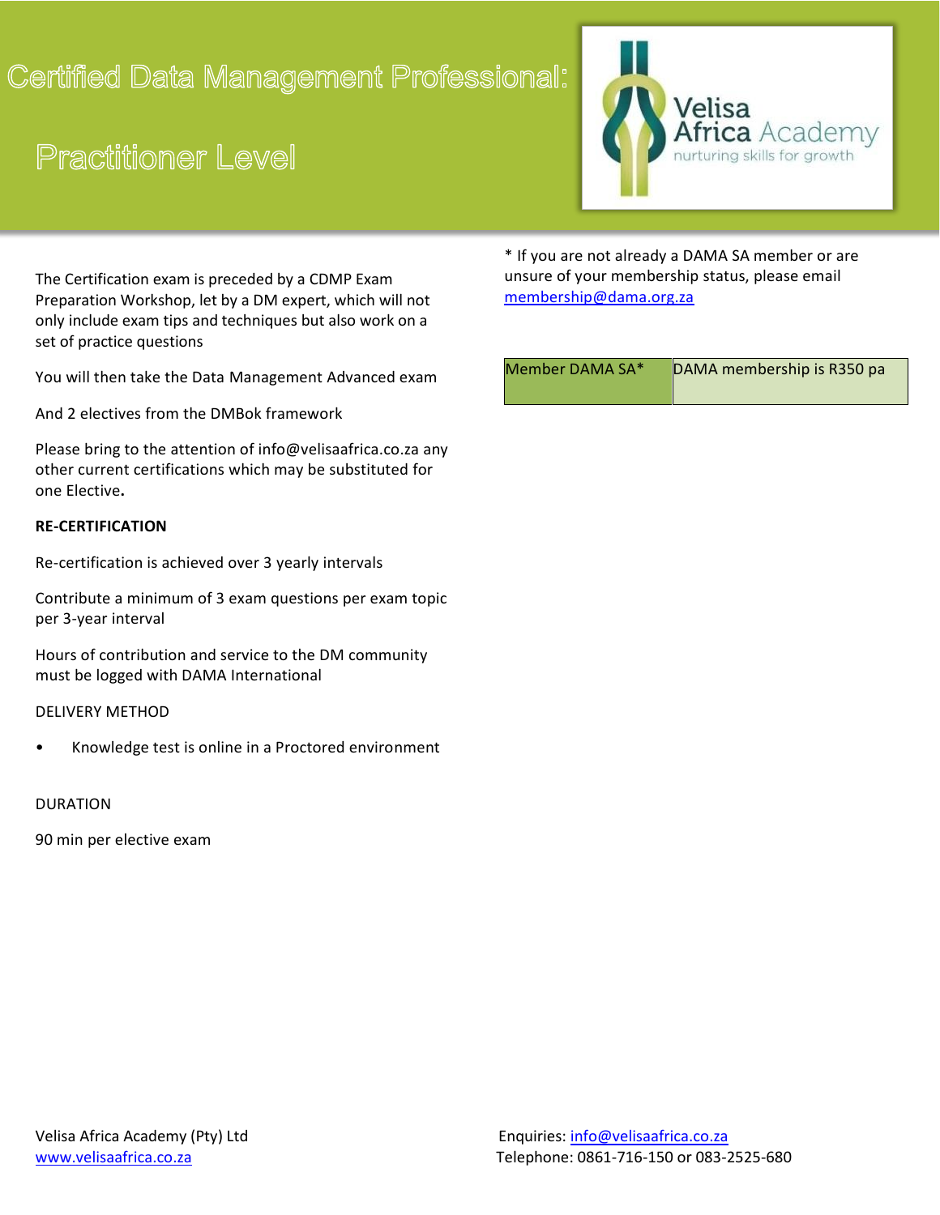# Certified Data Management Professional:

# Practitioner Level

The Certification exam is preceded by a CDMP Exam Preparation Workshop, let by a DM expert, which will not only include exam tips and techniques but also work on a set of practice questions

You will then take the Data Management Advanced exam

And 2 electives from the DMBok framework

Please bring to the attention of info@velisaafrica.co.za any other current certifications which may be substituted for one Elective**.**

**RE-CERTIFICATION**

Re-certification is achieved over 3 yearly intervals

Contribute a minimum of 3 exam questions per exam topic per 3-year interval

Hours of contribution and service to the DM community must be logged with DAMA International

DELIVERY METHOD

- Knowledge test is online in a Proctored environment

DURATION

90 min per elective exam

* If you are not already a DAMA SA member or are unsure of your membership status, please email [membership@dama.org.za](mailto:membership@dama.org.za)

| | |
|---|---|
| Member DAMA SA* | DAMA membership is R350 pa |

Velisa Africa Academy (Pty) Ltd
[www.velisaafrica.co.za](http://www.velisaafrica.co.za)

Enquiries: [info@velisaafrica.co.za](mailto:info@velisaafrica.co.za)
Telephone: 0861-716-150 or 083-2525-680